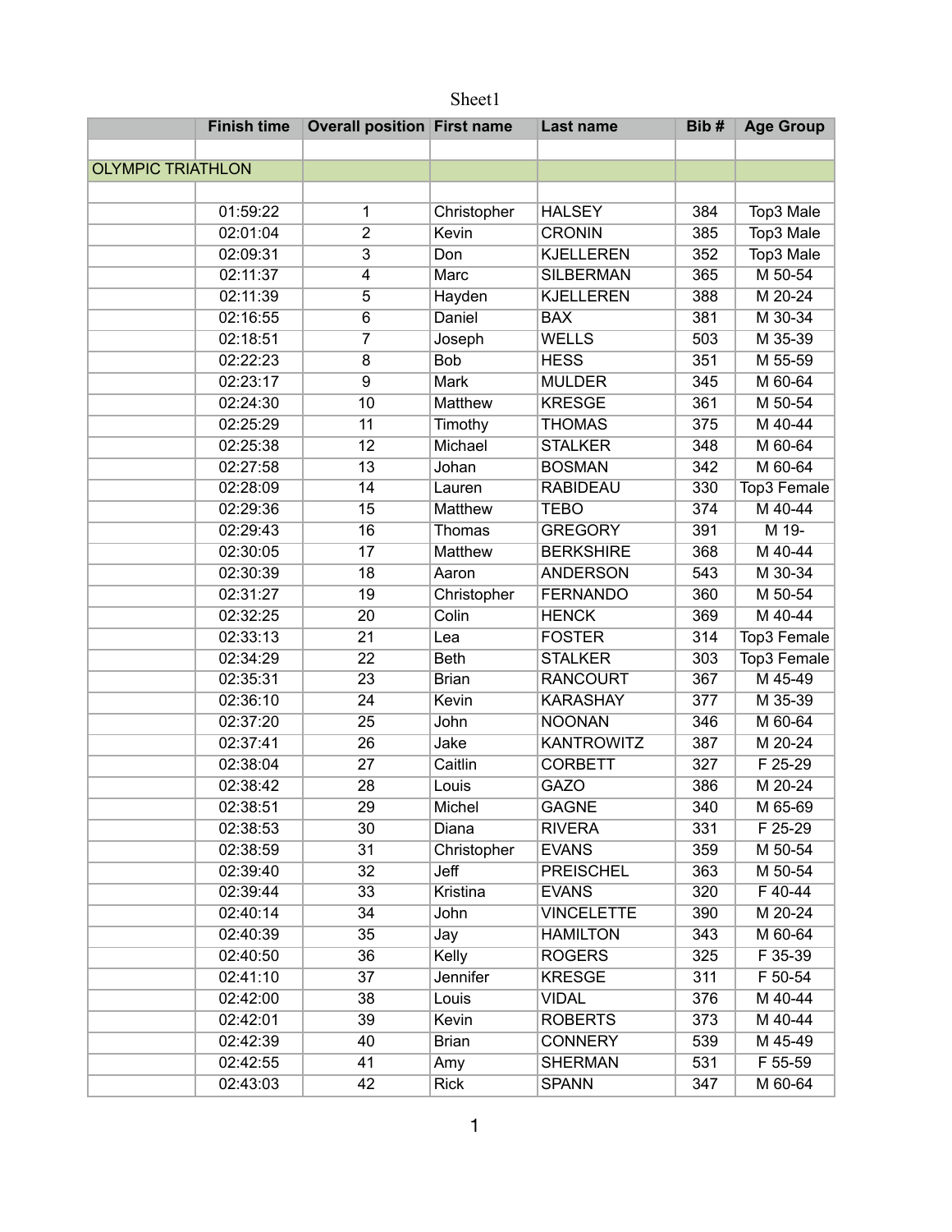# Sheet1

| | Finish time | Overall position | First name | Last name | Bib # | Age Group |
|---|---|---|---|---|---|---|
| | | | | | | |
| OLYMPIC TRIATHLON | | | | | | |
| | | | | | | |
| | 01:59:22 | 1 | Christopher | HALSEY | 384 | Top3 Male |
| | 02:01:04 | 2 | Kevin | CRONIN | 385 | Top3 Male |
| | 02:09:31 | 3 | Don | KJELLEREN | 352 | Top3 Male |
| | 02:11:37 | 4 | Marc | SILBERMAN | 365 | M 50-54 |
| | 02:11:39 | 5 | Hayden | KJELLEREN | 388 | M 20-24 |
| | 02:16:55 | 6 | Daniel | BAX | 381 | M 30-34 |
| | 02:18:51 | 7 | Joseph | WELLS | 503 | M 35-39 |
| | 02:22:23 | 8 | Bob | HESS | 351 | M 55-59 |
| | 02:23:17 | 9 | Mark | MULDER | 345 | M 60-64 |
| | 02:24:30 | 10 | Matthew | KRESGE | 361 | M 50-54 |
| | 02:25:29 | 11 | Timothy | THOMAS | 375 | M 40-44 |
| | 02:25:38 | 12 | Michael | STALKER | 348 | M 60-64 |
| | 02:27:58 | 13 | Johan | BOSMAN | 342 | M 60-64 |
| | 02:28:09 | 14 | Lauren | RABIDEAU | 330 | Top3 Female |
| | 02:29:36 | 15 | Matthew | TEBO | 374 | M 40-44 |
| | 02:29:43 | 16 | Thomas | GREGORY | 391 | M 19- |
| | 02:30:05 | 17 | Matthew | BERKSHIRE | 368 | M 40-44 |
| | 02:30:39 | 18 | Aaron | ANDERSON | 543 | M 30-34 |
| | 02:31:27 | 19 | Christopher | FERNANDO | 360 | M 50-54 |
| | 02:32:25 | 20 | Colin | HENCK | 369 | M 40-44 |
| | 02:33:13 | 21 | Lea | FOSTER | 314 | Top3 Female |
| | 02:34:29 | 22 | Beth | STALKER | 303 | Top3 Female |
| | 02:35:31 | 23 | Brian | RANCOURT | 367 | M 45-49 |
| | 02:36:10 | 24 | Kevin | KARASHAY | 377 | M 35-39 |
| | 02:37:20 | 25 | John | NOONAN | 346 | M 60-64 |
| | 02:37:41 | 26 | Jake | KANTROWITZ | 387 | M 20-24 |
| | 02:38:04 | 27 | Caitlin | CORBETT | 327 | F 25-29 |
| | 02:38:42 | 28 | Louis | GAZO | 386 | M 20-24 |
| | 02:38:51 | 29 | Michel | GAGNE | 340 | M 65-69 |
| | 02:38:53 | 30 | Diana | RIVERA | 331 | F 25-29 |
| | 02:38:59 | 31 | Christopher | EVANS | 359 | M 50-54 |
| | 02:39:40 | 32 | Jeff | PREISCHEL | 363 | M 50-54 |
| | 02:39:44 | 33 | Kristina | EVANS | 320 | F 40-44 |
| | 02:40:14 | 34 | John | VINCELETTE | 390 | M 20-24 |
| | 02:40:39 | 35 | Jay | HAMILTON | 343 | M 60-64 |
| | 02:40:50 | 36 | Kelly | ROGERS | 325 | F 35-39 |
| | 02:41:10 | 37 | Jennifer | KRESGE | 311 | F 50-54 |
| | 02:42:00 | 38 | Louis | VIDAL | 376 | M 40-44 |
| | 02:42:01 | 39 | Kevin | ROBERTS | 373 | M 40-44 |
| | 02:42:39 | 40 | Brian | CONNERY | 539 | M 45-49 |
| | 02:42:55 | 41 | Amy | SHERMAN | 531 | F 55-59 |
| | 02:43:03 | 42 | Rick | SPANN | 347 | M 60-64 |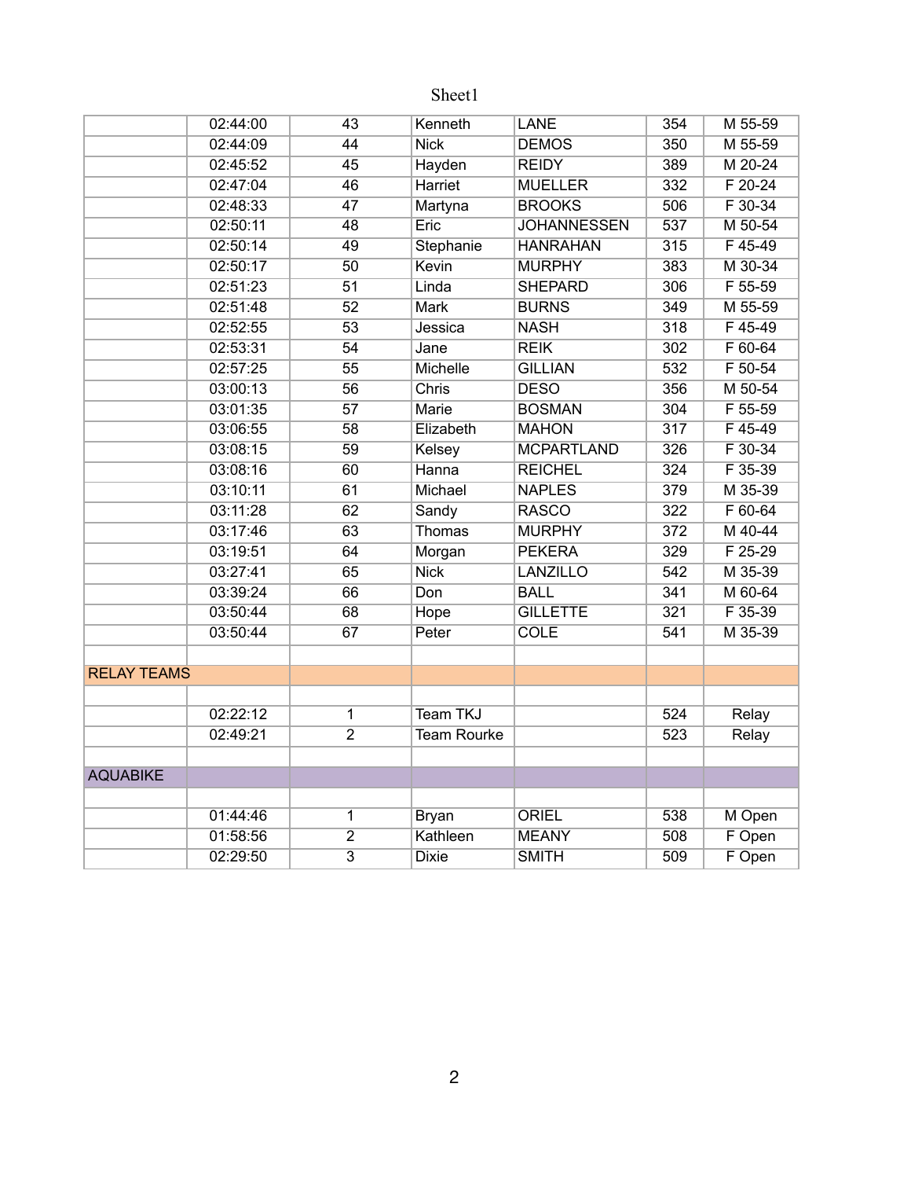|  | 02:44:00 | 43 | Kenneth | LANE | 354 | M 55-59 |
|---|---|---|---|---|---|---|
|  | 02:44:09 | 44 | Nick | DEMOS | 350 | M 55-59 |
|  | 02:45:52 | 45 | Hayden | REIDY | 389 | M 20-24 |
|  | 02:47:04 | 46 | Harriet | MUELLER | 332 | F 20-24 |
|  | 02:48:33 | 47 | Martyna | BROOKS | 506 | F 30-34 |
|  | 02:50:11 | 48 | Eric | JOHANNESSEN | 537 | M 50-54 |
|  | 02:50:14 | 49 | Stephanie | HANRAHAN | 315 | F 45-49 |
|  | 02:50:17 | 50 | Kevin | MURPHY | 383 | M 30-34 |
|  | 02:51:23 | 51 | Linda | SHEPARD | 306 | F 55-59 |
|  | 02:51:48 | 52 | Mark | BURNS | 349 | M 55-59 |
|  | 02:52:55 | 53 | Jessica | NASH | 318 | F 45-49 |
|  | 02:53:31 | 54 | Jane | REIK | 302 | F 60-64 |
|  | 02:57:25 | 55 | Michelle | GILLIAN | 532 | F 50-54 |
|  | 03:00:13 | 56 | Chris | DESO | 356 | M 50-54 |
|  | 03:01:35 | 57 | Marie | BOSMAN | 304 | F 55-59 |
|  | 03:06:55 | 58 | Elizabeth | MAHON | 317 | F 45-49 |
|  | 03:08:15 | 59 | Kelsey | MCPARTLAND | 326 | F 30-34 |
|  | 03:08:16 | 60 | Hanna | REICHEL | 324 | F 35-39 |
|  | 03:10:11 | 61 | Michael | NAPLES | 379 | M 35-39 |
|  | 03:11:28 | 62 | Sandy | RASCO | 322 | F 60-64 |
|  | 03:17:46 | 63 | Thomas | MURPHY | 372 | M 40-44 |
|  | 03:19:51 | 64 | Morgan | PEKERA | 329 | F 25-29 |
|  | 03:27:41 | 65 | Nick | LANZILLO | 542 | M 35-39 |
|  | 03:39:24 | 66 | Don | BALL | 341 | M 60-64 |
|  | 03:50:44 | 68 | Hope | GILLETTE | 321 | F 35-39 |
|  | 03:50:44 | 67 | Peter | COLE | 541 | M 35-39 |
|  |  |  |  |  |  |  |
| RELAY TEAMS |  |  |  |  |  |  |
|  |  |  |  |  |  |  |
|  | 02:22:12 | 1 | Team TKJ |  | 524 | Relay |
|  | 02:49:21 | 2 | Team Rourke |  | 523 | Relay |
|  |  |  |  |  |  |  |
| AQUABIKE |  |  |  |  |  |  |
|  |  |  |  |  |  |  |
|  | 01:44:46 | 1 | Bryan | ORIEL | 538 | M Open |
|  | 01:58:56 | 2 | Kathleen | MEANY | 508 | F Open |
|  | 02:29:50 | 3 | Dixie | SMITH | 509 | F Open |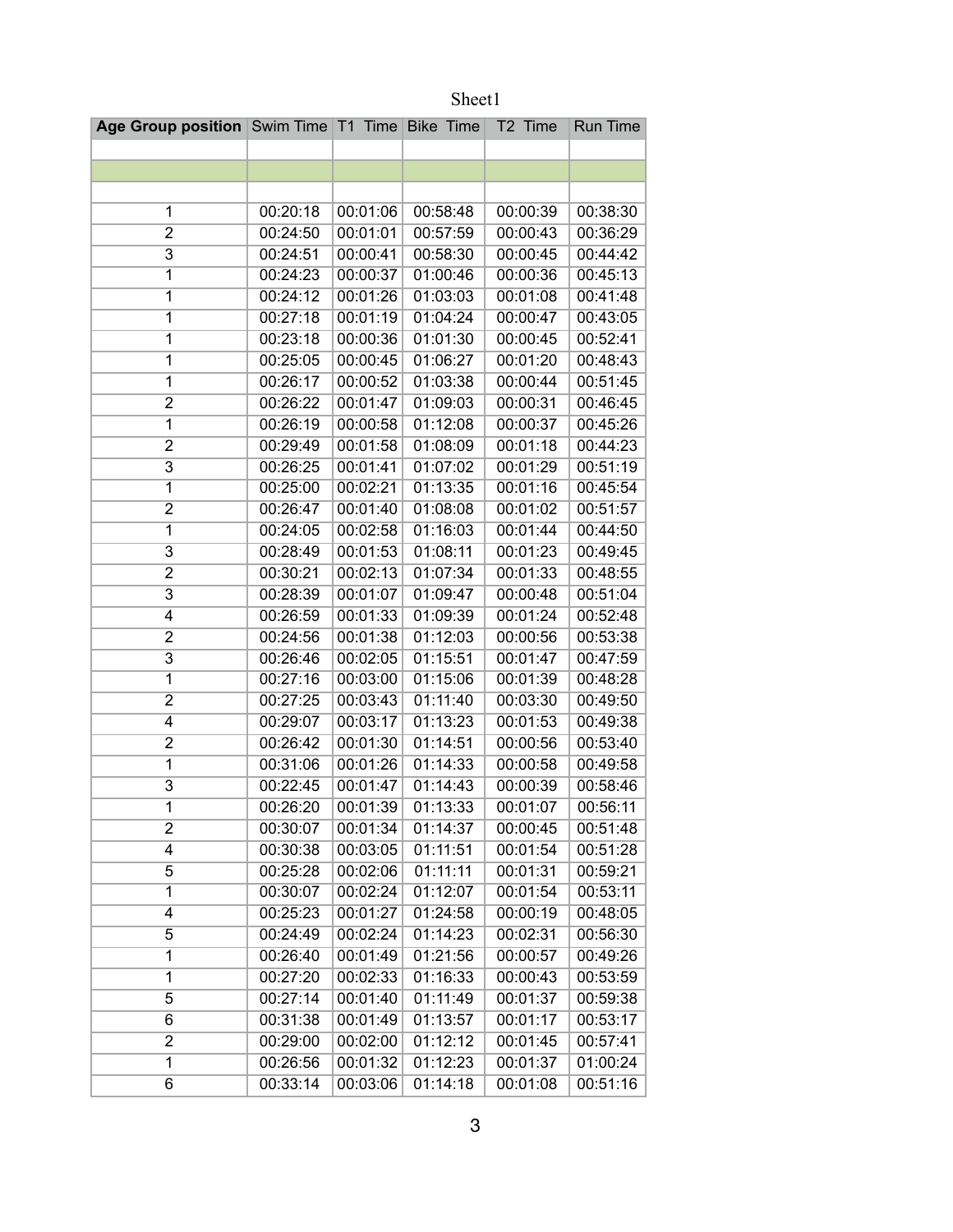Sheet1

| Age Group position | Swim Time | T1 Time | Bike Time | T2 Time | Run Time |
|---|---|---|---|---|---|
| | | | | | |
| | | | | | |
| | | | | | |
| 1 | 00:20:18 | 00:01:06 | 00:58:48 | 00:00:39 | 00:38:30 |
| 2 | 00:24:50 | 00:01:01 | 00:57:59 | 00:00:43 | 00:36:29 |
| 3 | 00:24:51 | 00:00:41 | 00:58:30 | 00:00:45 | 00:44:42 |
| 1 | 00:24:23 | 00:00:37 | 01:00:46 | 00:00:36 | 00:45:13 |
| 1 | 00:24:12 | 00:01:26 | 01:03:03 | 00:01:08 | 00:41:48 |
| 1 | 00:27:18 | 00:01:19 | 01:04:24 | 00:00:47 | 00:43:05 |
| 1 | 00:23:18 | 00:00:36 | 01:01:30 | 00:00:45 | 00:52:41 |
| 1 | 00:25:05 | 00:00:45 | 01:06:27 | 00:01:20 | 00:48:43 |
| 1 | 00:26:17 | 00:00:52 | 01:03:38 | 00:00:44 | 00:51:45 |
| 2 | 00:26:22 | 00:01:47 | 01:09:03 | 00:00:31 | 00:46:45 |
| 1 | 00:26:19 | 00:00:58 | 01:12:08 | 00:00:37 | 00:45:26 |
| 2 | 00:29:49 | 00:01:58 | 01:08:09 | 00:01:18 | 00:44:23 |
| 3 | 00:26:25 | 00:01:41 | 01:07:02 | 00:01:29 | 00:51:19 |
| 1 | 00:25:00 | 00:02:21 | 01:13:35 | 00:01:16 | 00:45:54 |
| 2 | 00:26:47 | 00:01:40 | 01:08:08 | 00:01:02 | 00:51:57 |
| 1 | 00:24:05 | 00:02:58 | 01:16:03 | 00:01:44 | 00:44:50 |
| 3 | 00:28:49 | 00:01:53 | 01:08:11 | 00:01:23 | 00:49:45 |
| 2 | 00:30:21 | 00:02:13 | 01:07:34 | 00:01:33 | 00:48:55 |
| 3 | 00:28:39 | 00:01:07 | 01:09:47 | 00:00:48 | 00:51:04 |
| 4 | 00:26:59 | 00:01:33 | 01:09:39 | 00:01:24 | 00:52:48 |
| 2 | 00:24:56 | 00:01:38 | 01:12:03 | 00:00:56 | 00:53:38 |
| 3 | 00:26:46 | 00:02:05 | 01:15:51 | 00:01:47 | 00:47:59 |
| 1 | 00:27:16 | 00:03:00 | 01:15:06 | 00:01:39 | 00:48:28 |
| 2 | 00:27:25 | 00:03:43 | 01:11:40 | 00:03:30 | 00:49:50 |
| 4 | 00:29:07 | 00:03:17 | 01:13:23 | 00:01:53 | 00:49:38 |
| 2 | 00:26:42 | 00:01:30 | 01:14:51 | 00:00:56 | 00:53:40 |
| 1 | 00:31:06 | 00:01:26 | 01:14:33 | 00:00:58 | 00:49:58 |
| 3 | 00:22:45 | 00:01:47 | 01:14:43 | 00:00:39 | 00:58:46 |
| 1 | 00:26:20 | 00:01:39 | 01:13:33 | 00:01:07 | 00:56:11 |
| 2 | 00:30:07 | 00:01:34 | 01:14:37 | 00:00:45 | 00:51:48 |
| 4 | 00:30:38 | 00:03:05 | 01:11:51 | 00:01:54 | 00:51:28 |
| 5 | 00:25:28 | 00:02:06 | 01:11:11 | 00:01:31 | 00:59:21 |
| 1 | 00:30:07 | 00:02:24 | 01:12:07 | 00:01:54 | 00:53:11 |
| 4 | 00:25:23 | 00:01:27 | 01:24:58 | 00:00:19 | 00:48:05 |
| 5 | 00:24:49 | 00:02:24 | 01:14:23 | 00:02:31 | 00:56:30 |
| 1 | 00:26:40 | 00:01:49 | 01:21:56 | 00:00:57 | 00:49:26 |
| 1 | 00:27:20 | 00:02:33 | 01:16:33 | 00:00:43 | 00:53:59 |
| 5 | 00:27:14 | 00:01:40 | 01:11:49 | 00:01:37 | 00:59:38 |
| 6 | 00:31:38 | 00:01:49 | 01:13:57 | 00:01:17 | 00:53:17 |
| 2 | 00:29:00 | 00:02:00 | 01:12:12 | 00:01:45 | 00:57:41 |
| 1 | 00:26:56 | 00:01:32 | 01:12:23 | 00:01:37 | 01:00:24 |
| 6 | 00:33:14 | 00:03:06 | 01:14:18 | 00:01:08 | 00:51:16 |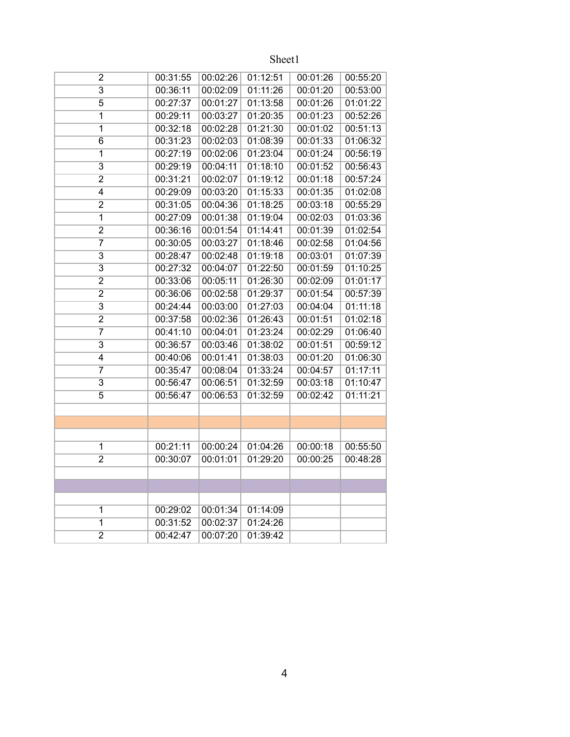| | | | | | |
|---|---|---|---|---|---|
| 2 | 00:31:55 | 00:02:26 | 01:12:51 | 00:01:26 | 00:55:20 |
| 3 | 00:36:11 | 00:02:09 | 01:11:26 | 00:01:20 | 00:53:00 |
| 5 | 00:27:37 | 00:01:27 | 01:13:58 | 00:01:26 | 01:01:22 |
| 1 | 00:29:11 | 00:03:27 | 01:20:35 | 00:01:23 | 00:52:26 |
| 1 | 00:32:18 | 00:02:28 | 01:21:30 | 00:01:02 | 00:51:13 |
| 6 | 00:31:23 | 00:02:03 | 01:08:39 | 00:01:33 | 01:06:32 |
| 1 | 00:27:19 | 00:02:06 | 01:23:04 | 00:01:24 | 00:56:19 |
| 3 | 00:29:19 | 00:04:11 | 01:18:10 | 00:01:52 | 00:56:43 |
| 2 | 00:31:21 | 00:02:07 | 01:19:12 | 00:01:18 | 00:57:24 |
| 4 | 00:29:09 | 00:03:20 | 01:15:33 | 00:01:35 | 01:02:08 |
| 2 | 00:31:05 | 00:04:36 | 01:18:25 | 00:03:18 | 00:55:29 |
| 1 | 00:27:09 | 00:01:38 | 01:19:04 | 00:02:03 | 01:03:36 |
| 2 | 00:36:16 | 00:01:54 | 01:14:41 | 00:01:39 | 01:02:54 |
| 7 | 00:30:05 | 00:03:27 | 01:18:46 | 00:02:58 | 01:04:56 |
| 3 | 00:28:47 | 00:02:48 | 01:19:18 | 00:03:01 | 01:07:39 |
| 3 | 00:27:32 | 00:04:07 | 01:22:50 | 00:01:59 | 01:10:25 |
| 2 | 00:33:06 | 00:05:11 | 01:26:30 | 00:02:09 | 01:01:17 |
| 2 | 00:36:06 | 00:02:58 | 01:29:37 | 00:01:54 | 00:57:39 |
| 3 | 00:24:44 | 00:03:00 | 01:27:03 | 00:04:04 | 01:11:18 |
| 2 | 00:37:58 | 00:02:36 | 01:26:43 | 00:01:51 | 01:02:18 |
| 7 | 00:41:10 | 00:04:01 | 01:23:24 | 00:02:29 | 01:06:40 |
| 3 | 00:36:57 | 00:03:46 | 01:38:02 | 00:01:51 | 00:59:12 |
| 4 | 00:40:06 | 00:01:41 | 01:38:03 | 00:01:20 | 01:06:30 |
| 7 | 00:35:47 | 00:08:04 | 01:33:24 | 00:04:57 | 01:17:11 |
| 3 | 00:56:47 | 00:06:51 | 01:32:59 | 00:03:18 | 01:10:47 |
| 5 | 00:56:47 | 00:06:53 | 01:32:59 | 00:02:42 | 01:11:21 |
| | | | | | |
| | | | | | |
| | | | | | |
| 1 | 00:21:11 | 00:00:24 | 01:04:26 | 00:00:18 | 00:55:50 |
| 2 | 00:30:07 | 00:01:01 | 01:29:20 | 00:00:25 | 00:48:28 |
| | | | | | |
| | | | | | |
| | | | | | |
| 1 | 00:29:02 | 00:01:34 | 01:14:09 | | |
| 1 | 00:31:52 | 00:02:37 | 01:24:26 | | |
| 2 | 00:42:47 | 00:07:20 | 01:39:42 | | |